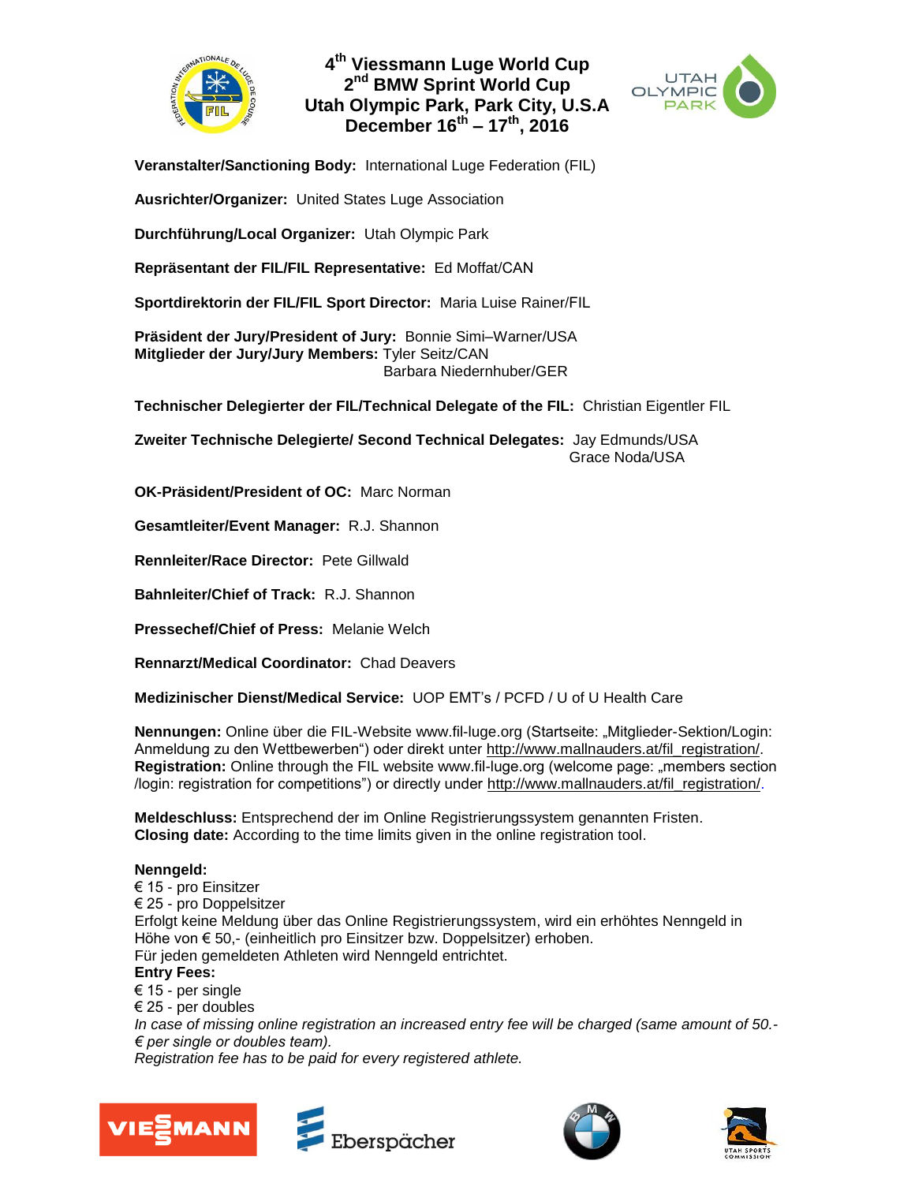# 4th Viessmann Luge World Cup
# 2nd BMW Sprint World Cup
# Utah Olympic Park, Park City, U.S.A
# December 16th – 17th, 2016

**Veranstalter/Sanctioning Body:** International Luge Federation (FIL)

**Ausrichter/Organizer:** United States Luge Association

**Durchführung/Local Organizer:** Utah Olympic Park

**Repräsentant der FIL/FIL Representative:** Ed Moffat/CAN

**Sportdirektorin der FIL/FIL Sport Director:** Maria Luise Rainer/FIL

**Präsident der Jury/President of Jury:** Bonnie Simi–Warner/USA
**Mitglieder der Jury/Jury Members:** Tyler Seitz/CAN
Barbara Niedernhuber/GER

**Technischer Delegierter der FIL/Technical Delegate of the FIL:** Christian Eigentler FIL

**Zweiter Technische Delegierte/ Second Technical Delegates:** Jay Edmunds/USA
Grace Noda/USA

**OK-Präsident/President of OC:** Marc Norman

**Gesamtleiter/Event Manager:** R.J. Shannon

**Rennleiter/Race Director:** Pete Gillwald

**Bahnleiter/Chief of Track:** R.J. Shannon

**Pressechef/Chief of Press:** Melanie Welch

**Rennarzt/Medical Coordinator:** Chad Deavers

**Medizinischer Dienst/Medical Service:** UOP EMT's / PCFD / U of U Health Care

**Nennungen:** Online über die FIL-Website www.fil-luge.org (Startseite: „Mitglieder-Sektion/Login: Anmeldung zu den Wettbewerben") oder direkt unter http://www.mallnauders.at/fil_registration/.
**Registration:** Online through the FIL website www.fil-luge.org (welcome page: „members section /login: registration for competitions") or directly under http://www.mallnauders.at/fil_registration/.

**Meldeschluss:** Entsprechend der im Online Registrierungssystem genannten Fristen.
**Closing date:** According to the time limits given in the online registration tool.

**Nenngeld:**
€ 15 - pro Einsitzer
€ 25 - pro Doppelsitzer
Erfolgt keine Meldung über das Online Registrierungssystem, wird ein erhöhtes Nenngeld in Höhe von € 50,- (einheitlich pro Einsitzer bzw. Doppelsitzer) erhoben.
Für jeden gemeldeten Athleten wird Nenngeld entrichtet.
**Entry Fees:**
€ 15 - per single
€ 25 - per doubles
*In case of missing online registration an increased entry fee will be charged (same amount of 50.- € per single or doubles team).*
*Registration fee has to be paid for every registered athlete.*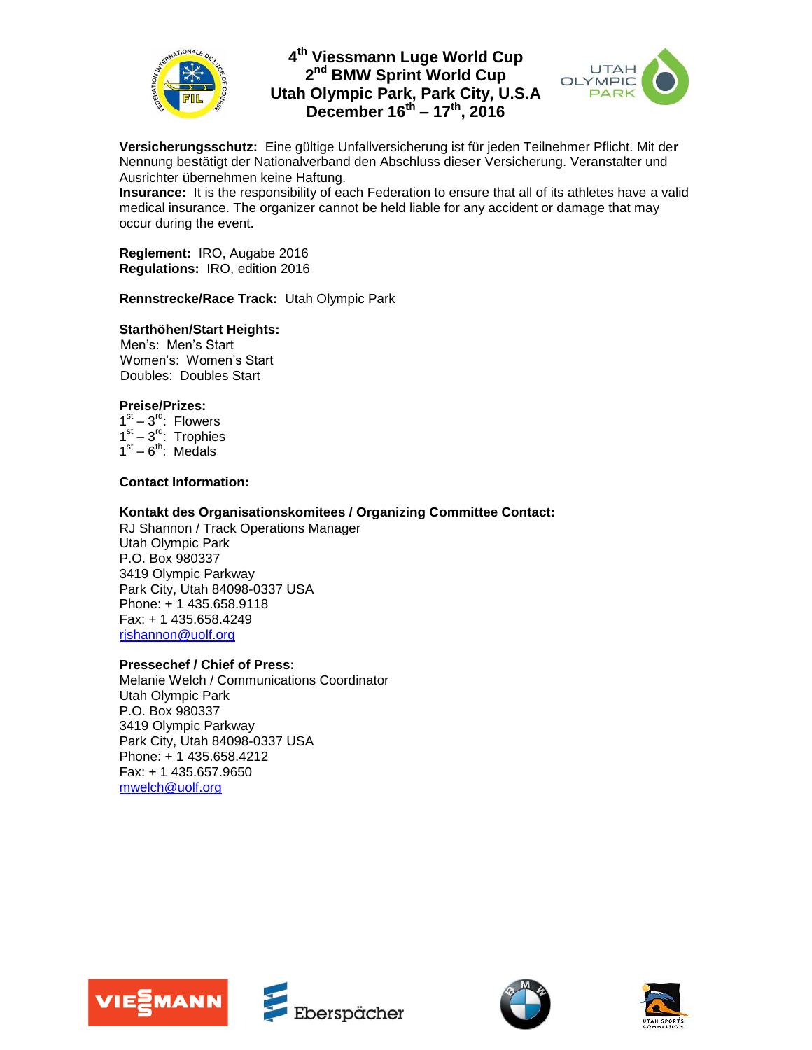**4th Viessmann Luge World Cup**
**2nd BMW Sprint World Cup**
**Utah Olympic Park, Park City, U.S.A**
**December 16th – 17th, 2016**

**Versicherungsschutz:** Eine gültige Unfallversicherung ist für jeden Teilnehmer Pflicht. Mit der Nennung bestätigt der Nationalverband den Abschluss dieser Versicherung. Veranstalter und Ausrichter übernehmen keine Haftung.
**Insurance:** It is the responsibility of each Federation to ensure that all of its athletes have a valid medical insurance. The organizer cannot be held liable for any accident or damage that may occur during the event.

**Reglement:** IRO, Augabe 2016
**Regulations:** IRO, edition 2016

**Rennstrecke/Race Track:** Utah Olympic Park

**Starthöhen/Start Heights:**
Men's: Men's Start
Women's: Women's Start
Doubles: Doubles Start

**Preise/Prizes:**
1st – 3rd: Flowers
1st – 3rd: Trophies
1st – 6th: Medals

**Contact Information:**

**Kontakt des Organisationskomitees / Organizing Committee Contact:**
RJ Shannon / Track Operations Manager
Utah Olympic Park
P.O. Box 980337
3419 Olympic Parkway
Park City, Utah 84098-0337 USA
Phone: + 1 435.658.9118
Fax: + 1 435.658.4249
rjshannon@uolf.org

**Pressechef / Chief of Press:**
Melanie Welch / Communications Coordinator
Utah Olympic Park
P.O. Box 980337
3419 Olympic Parkway
Park City, Utah 84098-0337 USA
Phone: + 1 435.658.4212
Fax: + 1 435.657.9650
mwelch@uolf.org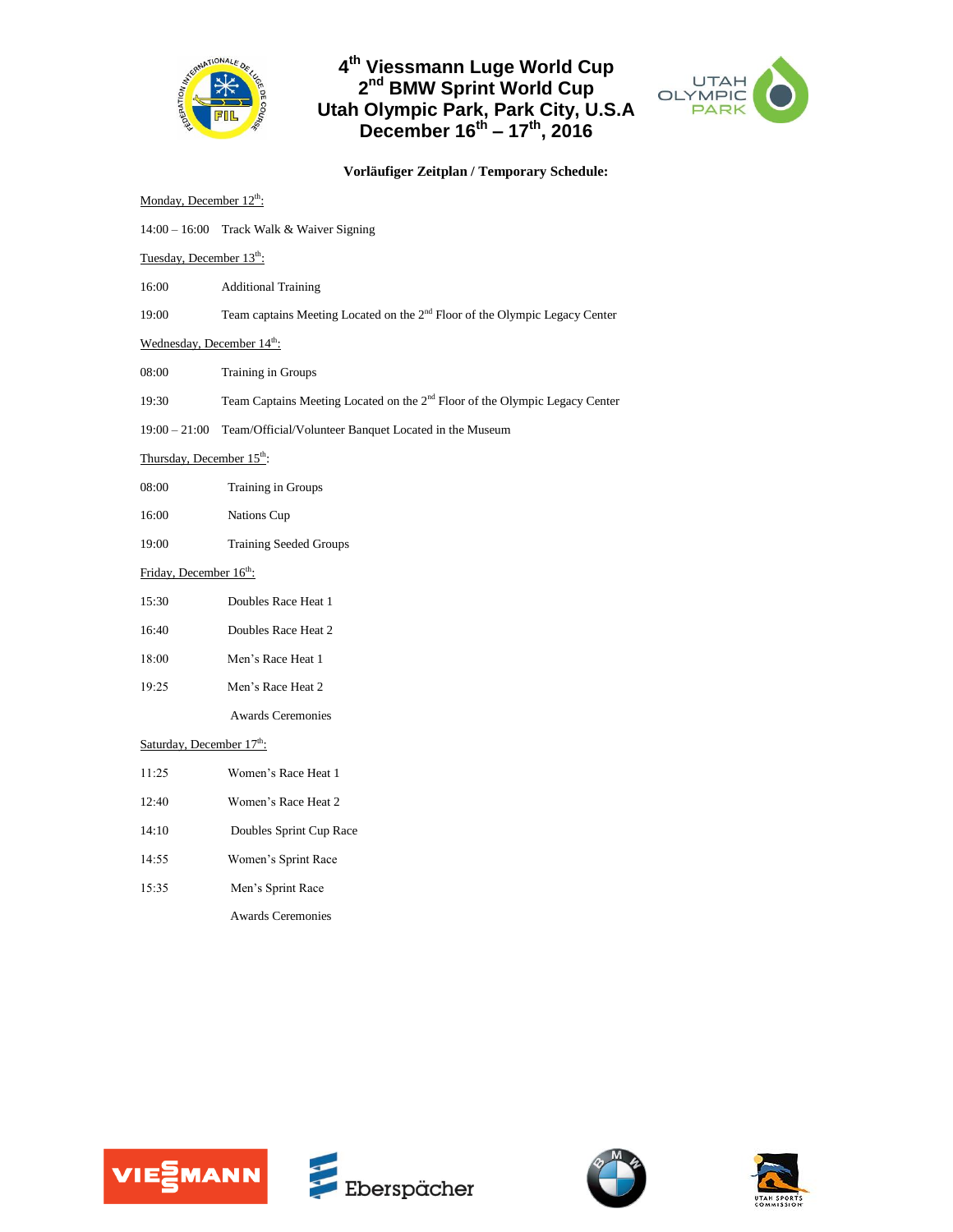# 4th Viessmann Luge World Cup
# 2nd BMW Sprint World Cup
# Utah Olympic Park, Park City, U.S.A
# December 16th – 17th, 2016

**Vorläufiger Zeitplan / Temporary Schedule:**

Monday, December 12th:

14:00 – 16:00 Track Walk & Waiver Signing

Tuesday, December 13th:

16:00 Additional Training

19:00 Team captains Meeting Located on the 2nd Floor of the Olympic Legacy Center

Wednesday, December 14th:

08:00 Training in Groups

19:30 Team Captains Meeting Located on the 2nd Floor of the Olympic Legacy Center

19:00 – 21:00 Team/Official/Volunteer Banquet Located in the Museum

Thursday, December 15th:

08:00 Training in Groups

16:00 Nations Cup

19:00 Training Seeded Groups

Friday, December 16th:

15:30 Doubles Race Heat 1

16:40 Doubles Race Heat 2

18:00 Men's Race Heat 1

19:25 Men's Race Heat 2

Awards Ceremonies

Saturday, December 17th:

11:25 Women's Race Heat 1

12:40 Women's Race Heat 2

14:10 Doubles Sprint Cup Race

14:55 Women's Sprint Race

15:35 Men's Sprint Race

Awards Ceremonies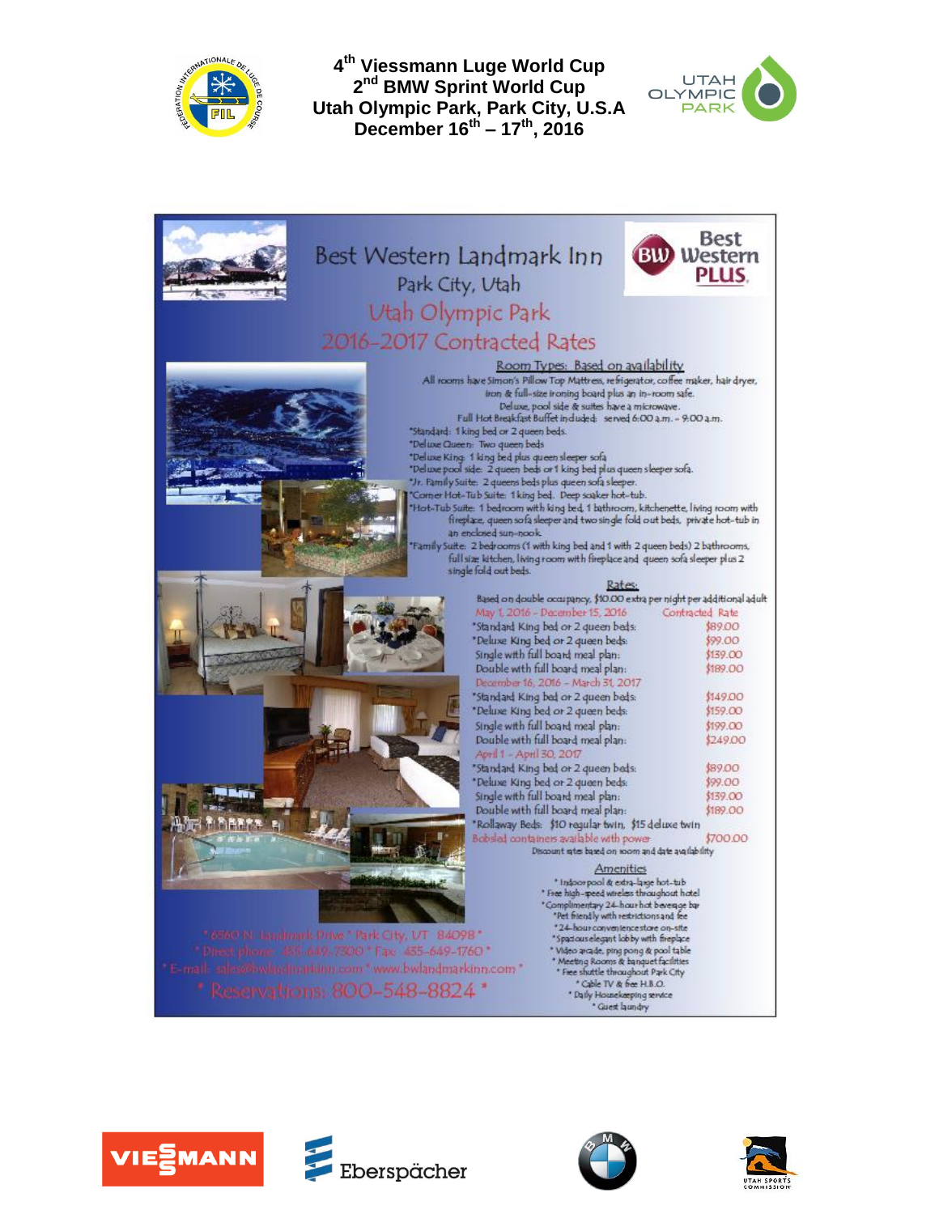# 4th Viessmann Luge World Cup
# 2nd BMW Sprint World Cup
# Utah Olympic Park, Park City, U.S.A
# December 16th – 17th, 2016

## Best Western Landmark Inn
### Park City, Utah
### Utah Olympic Park
### 2016-2017 Contracted Rates

**Room Types: Based on availability**

All rooms have Simon's Pillow Top Mattress, refrigerator, coffee maker, hair dryer, iron & full-size ironing board plus an in-room safe.
Deluxe, pool side & suites have a microwave.
Full Hot Breakfast Buffet included: served 6:00 a.m. - 9:00 a.m.

*Standard: 1 king bed or 2 queen beds.
*Deluxe Queen: Two queen beds
*Deluxe King: 1 king bed plus queen sleeper sofa
*Deluxe pool side: 2 queen beds or 1 king bed plus queen sleeper sofa.
*Jr. Family Suite: 2 queens beds plus queen sofa sleeper.
*Corner Hot-Tub Suite: 1 king bed. Deep soaker hot-tub.
*Hot-Tub Suite: 1 bedroom with king bed, 1 bathroom, kitchenette, living room with fireplace, queen sofa sleeper and two single fold out beds, private hot-tub in an enclosed sun-nook.
*Family Suite: 2 bedrooms (1 with king bed and 1 with 2 queen beds) 2 bathrooms, full size kitchen, living room with fireplace and queen sofa sleeper plus 2 single fold out beds.

**Rates:**

Based on double occupancy, $10.00 extra per night per additional adult

| May 1, 2016 - December 15, 2016 | Contracted Rate |
|---|---|
| *Standard King bed or 2 queen beds: | $89.00 |
| *Deluxe King bed or 2 queen beds: | $99.00 |
| Single with full board meal plan: | $139.00 |
| Double with full board meal plan: | $189.00 |
| **December 16, 2016 - March 31, 2017** | |
| *Standard King bed or 2 queen beds: | $149.00 |
| *Deluxe King bed or 2 queen beds: | $159.00 |
| Single with full board meal plan: | $199.00 |
| Double with full board meal plan: | $249.00 |
| **April 1 - April 30, 2017** | |
| *Standard King bed or 2 queen beds: | $89.00 |
| *Deluxe King bed or 2 queen beds: | $99.00 |
| Single with full board meal plan: | $139.00 |
| Double with full board meal plan: | $189.00 |

*Rollaway Beds: $10 regular twin, $15 deluxe twin
Bobsled containers available with power $700.00
Discount rates based on room and date availability

**Amenities**

* Indoor pool & extra-large hot-tub
* Free high-speed wireless throughout hotel
* Complimentary 24-hour hot beverage bar
* Pet friendly with restrictions and fee
* 24-hour convenience store on-site
* Spacious elegant lobby with fireplace
* Video arcade, ping pong & pool table
* Meeting Rooms & banquet facilities
* Free shuttle throughout Park City
* Cable TV & free H.B.O.
* Daily Housekeeping service
* Guest laundry

* 6560 N. Landmark Drive * Park City, UT 84098 *
* Direct phone: 435-649-7300 * Fax: 435-649-1760 *
* E-mail: sales@bwlandmarkinn.com * www.bwlandmarkinn.com *
* Reservations: 800-548-8824 *